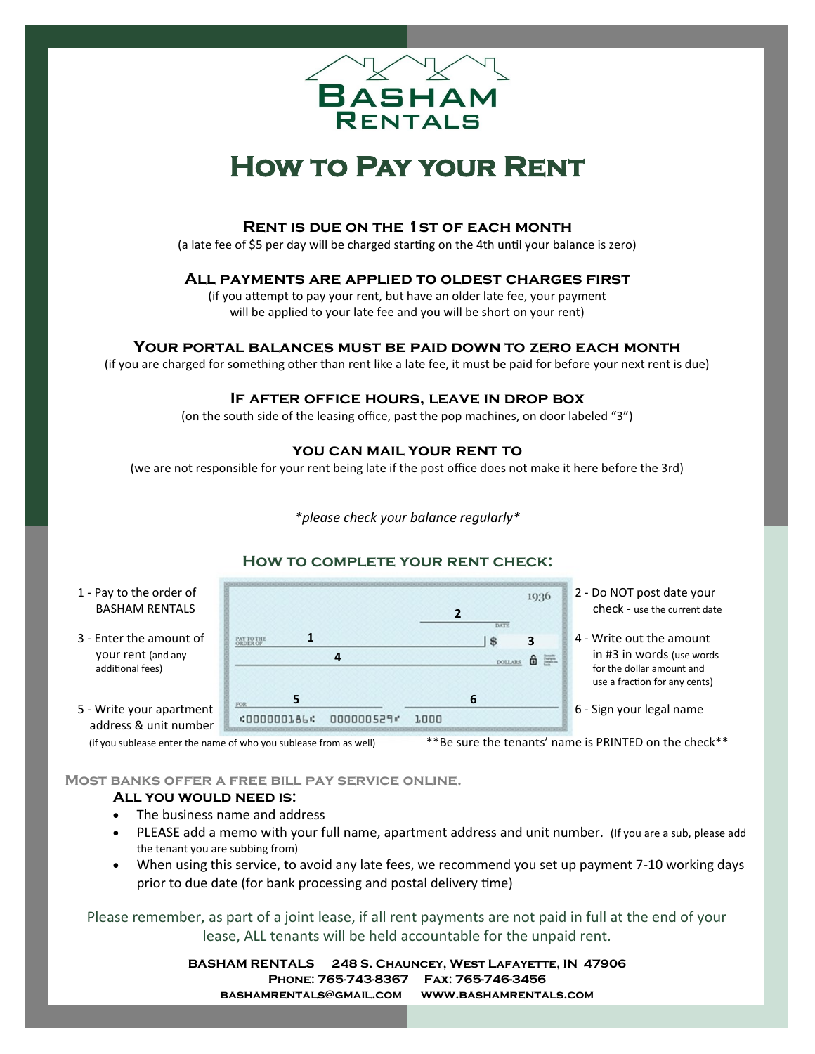# Basham Rentals

# How to Pay your Rent

### Rent is due on the 1st of each month

(a late fee of $5 per day will be charged starting on the 4th until your balance is zero)

### All payments are applied to oldest charges first

(if you attempt to pay your rent, but have an older late fee, your payment will be applied to your late fee and you will be short on your rent)

### Your portal balances must be paid down to zero each month

(if you are charged for something other than rent like a late fee, it must be paid for before your next rent is due)

### If after office hours, leave in drop box

(on the south side of the leasing office, past the pop machines, on door labeled "3")

### You can mail your rent to

(we are not responsible for your rent being late if the post office does not make it here before the 3rd)

*\*please check your balance regularly\**

## How to complete your rent check:

1 - Pay to the order of BASHAM RENTALS

2 - Do NOT post date your check - use the current date

3 - Enter the amount of your rent (and any additional fees)

4 - Write out the amount in #3 in words (use words for the dollar amount and use a fraction for any cents)

5 - Write your apartment address & unit number (if you sublease enter the name of who you sublease from as well)

6 - Sign your legal name

\*\*Be sure the tenants' name is PRINTED on the check\*\*

### Most banks offer a free bill pay service online.

**All you would need is:**

- The business name and address
- PLEASE add a memo with your full name, apartment address and unit number. (If you are a sub, please add the tenant you are subbing from)
- When using this service, to avoid any late fees, we recommend you set up payment 7-10 working days prior to due date (for bank processing and postal delivery time)

Please remember, as part of a joint lease, if all rent payments are not paid in full at the end of your lease, ALL tenants will be held accountable for the unpaid rent.

**BASHAM RENTALS 248 S. Chauncey, West Lafayette, IN 47906**
**Phone: 765-743-8367 Fax: 765-746-3456**
**bashamrentals@gmail.com www.bashamrentals.com**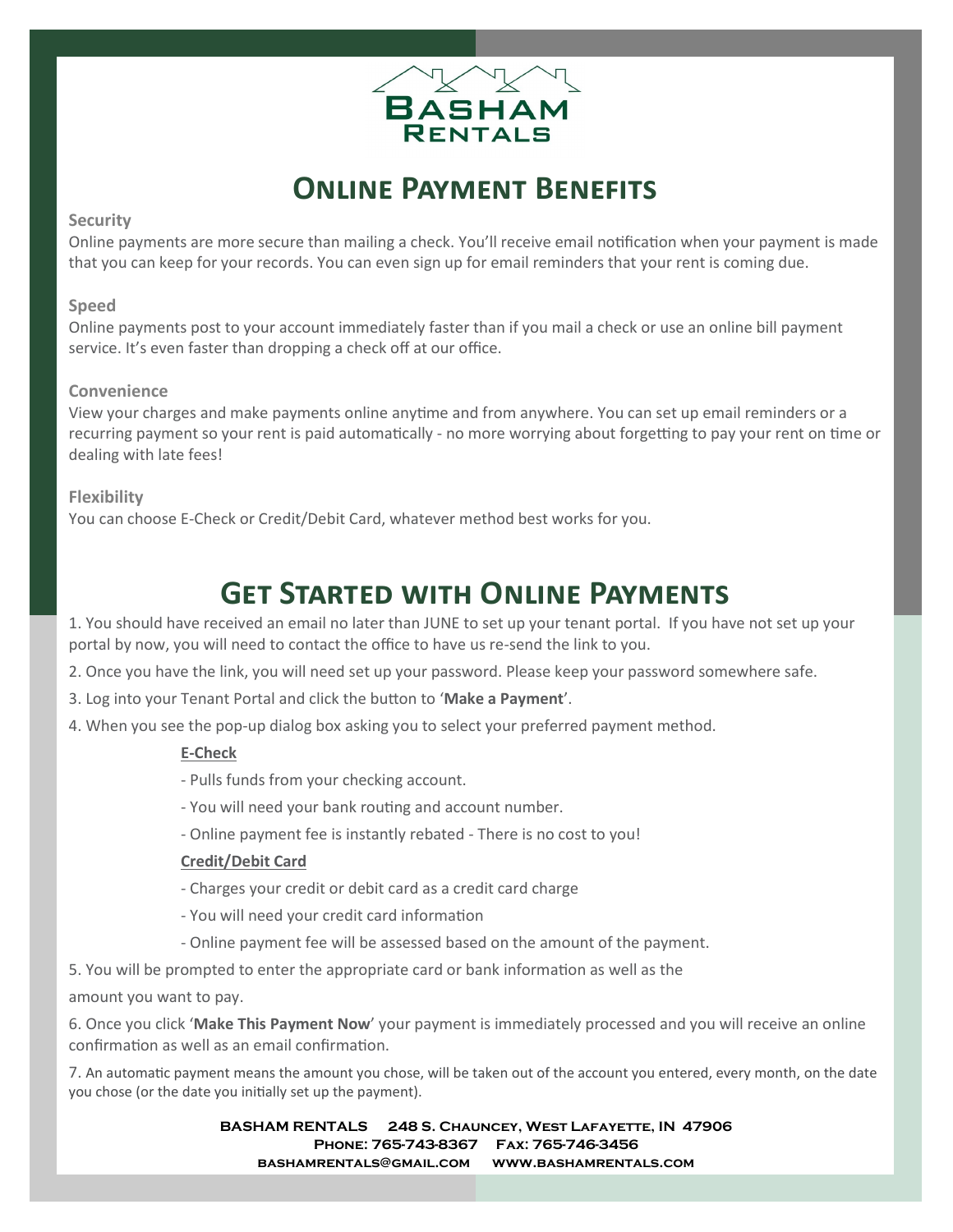**Basham Rentals**

# Online Payment Benefits

**Security**

Online payments are more secure than mailing a check. You'll receive email notification when your payment is made that you can keep for your records. You can even sign up for email reminders that your rent is coming due.

**Speed**

Online payments post to your account immediately faster than if you mail a check or use an online bill payment service. It's even faster than dropping a check off at our office.

**Convenience**

View your charges and make payments online anytime and from anywhere. You can set up email reminders or a recurring payment so your rent is paid automatically - no more worrying about forgetting to pay your rent on time or dealing with late fees!

**Flexibility**

You can choose E-Check or Credit/Debit Card, whatever method best works for you.

# Get Started with Online Payments

1. You should have received an email no later than JUNE to set up your tenant portal. If you have not set up your portal by now, you will need to contact the office to have us re-send the link to you.

2. Once you have the link, you will need set up your password. Please keep your password somewhere safe.

3. Log into your Tenant Portal and click the button to '**Make a Payment**'.

4. When you see the pop-up dialog box asking you to select your preferred payment method.

   **E-Check**

   - Pulls funds from your checking account.
   - You will need your bank routing and account number.
   - Online payment fee is instantly rebated - There is no cost to you!

   **Credit/Debit Card**

   - Charges your credit or debit card as a credit card charge
   - You will need your credit card information
   - Online payment fee will be assessed based on the amount of the payment.

5. You will be prompted to enter the appropriate card or bank information as well as the amount you want to pay.

6. Once you click '**Make This Payment Now**' your payment is immediately processed and you will receive an online confirmation as well as an email confirmation.

7. An automatic payment means the amount you chose, will be taken out of the account you entered, every month, on the date you chose (or the date you initially set up the payment).

**BASHAM RENTALS 248 S. Chauncey, West Lafayette, IN 47906**
**Phone: 765-743-8367 Fax: 765-746-3456**
**bashamrentals@gmail.com www.bashamrentals.com**